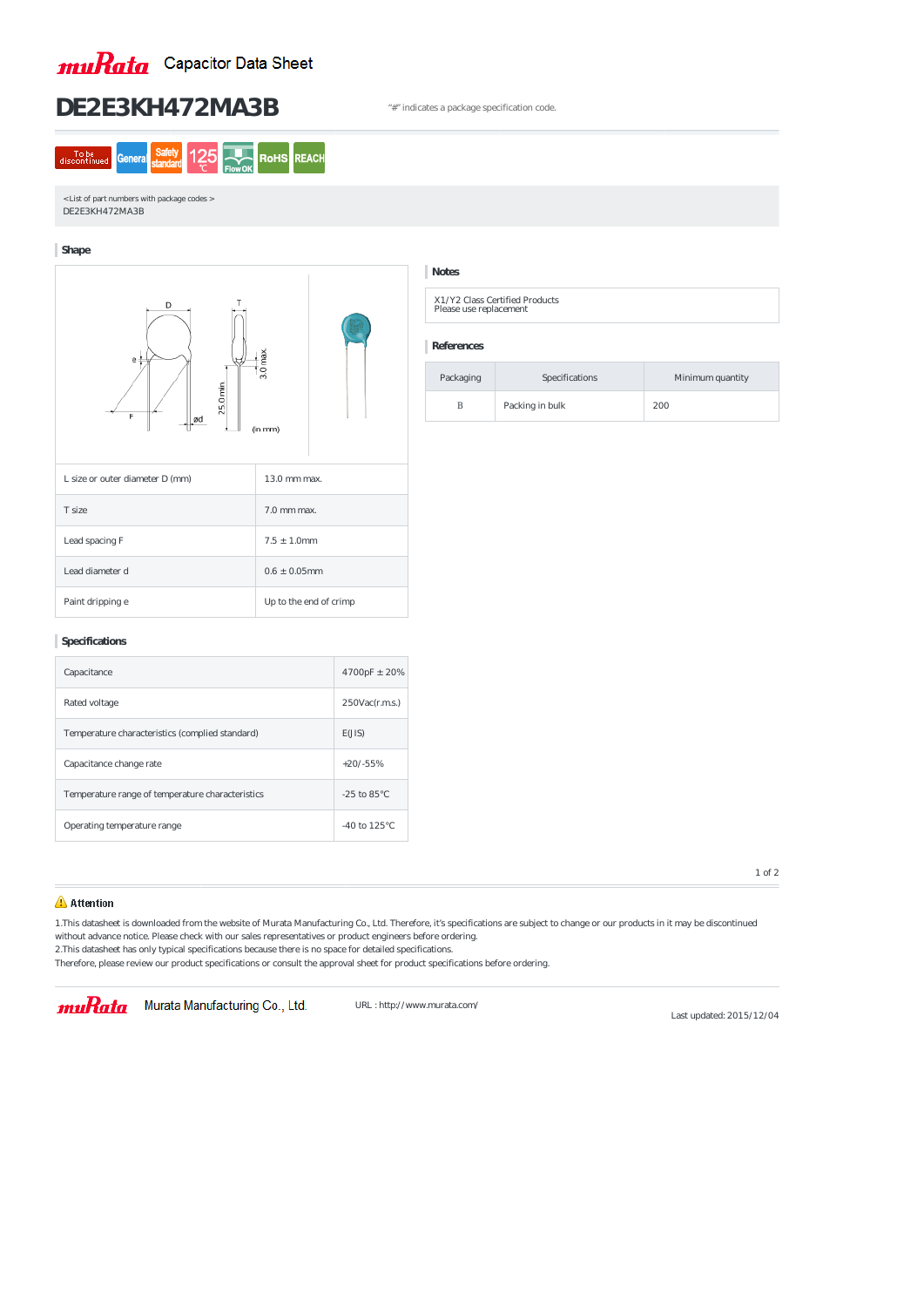muRata Capacitor Data Sheet

# DE2E3KH472MA3B

"#" indicates a package specification code.

To be discontinued | General | Safety standard | 125℃ | Flow OK | RoHS | REACH

<List of part numbers with package codes >
DE2E3KH472MA3B

## Shape

| | |
|---|---|
| L size or outer diameter D (mm) | 13.0 mm max. |
| T size | 7.0 mm max. |
| Lead spacing F | 7.5 ± 1.0mm |
| Lead diameter d | 0.6 ± 0.05mm |
| Paint dripping e | Up to the end of crimp |

## Notes

X1/Y2 Class Certified Products
Please use replacement

## References

| Packaging | Specifications | Minimum quantity |
|---|---|---|
| B | Packing in bulk | 200 |

## Specifications

| | |
|---|---|
| Capacitance | 4700pF ± 20% |
| Rated voltage | 250Vac(r.m.s.) |
| Temperature characteristics (complied standard) | E(JIS) |
| Capacitance change rate | +20/-55% |
| Temperature range of temperature characteristics | -25 to 85°C |
| Operating temperature range | -40 to 125°C |

## ⚠ Attention

1.This datasheet is downloaded from the website of Murata Manufacturing Co., Ltd. Therefore, it's specifications are subject to change or our products in it may be discontinued without advance notice. Please check with our sales representatives or product engineers before ordering.
2.This datasheet has only typical specifications because there is no space for detailed specifications.
Therefore, please review our product specifications or consult the approval sheet for product specifications before ordering.

muRata Murata Manufacturing Co., Ltd. URL : http://www.murata.com/

Last updated: 2015/12/04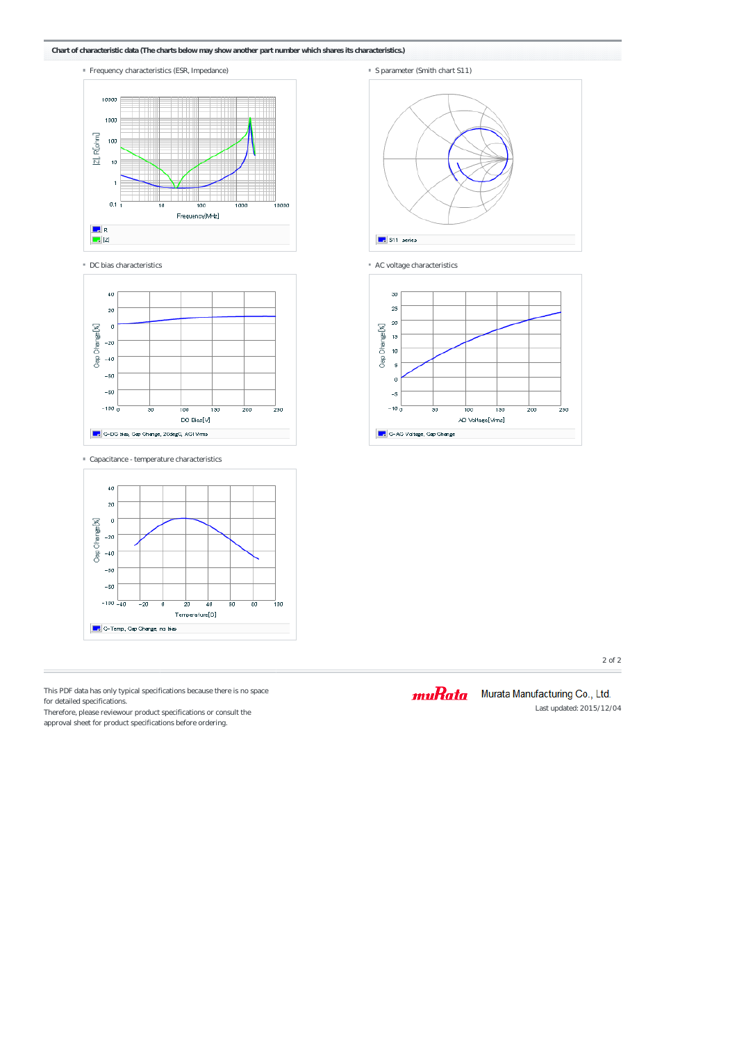**Chart of characteristic data (The charts below may show another part number which shares its characteristics.)**

- Frequency characteristics (ESR, Impedance)

10000
1000
100
10
1
0.1
|Z|, R[ohm]
1
10
100
1000
10000
Frequency[MHz]
R
|Z|

- S parameter (Smith chart S11)

S11 series

- DC bias characteristics

40
20
0
-20
-40
-60
-80
-100
Cap Change[%]
0
50
100
150
200
250
DC Bias[V]
C-DC bias, Cap Change, 20degC, AC1Vrms

- AC voltage characteristics

30
25
20
15
10
5
0
-5
-10
Cap Change[%]
0
50
100
150
200
250
AC Voltage[Vrms]
C-AC Voltage, Cap Change

- Capacitance - temperature characteristics

40
20
0
-20
-40
-60
-80
-100
Cap Change[%]
-40
-20
0
20
40
60
80
100
Temperature[C]
C-Temp, Cap Change, no bias

This PDF data has only typical specifications because there is no space for detailed specifications.
Therefore, please reviewour product specifications or consult the approval sheet for product specifications before ordering.

muRata Murata Manufacturing Co., Ltd.

Last updated: 2015/12/04